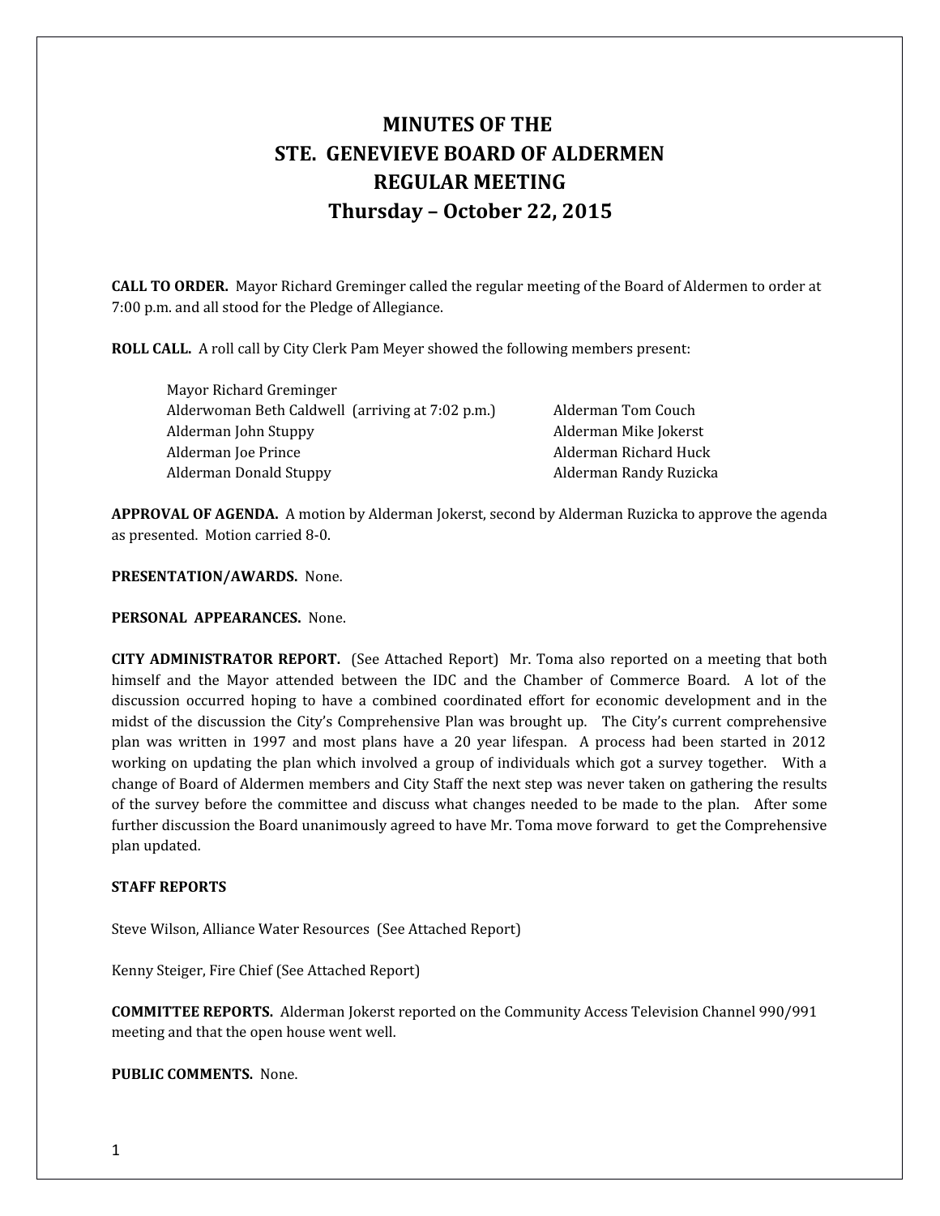# MINUTES OF THE
# STE. GENEVIEVE BOARD OF ALDERMEN
# REGULAR MEETING
# Thursday – October 22, 2015

**CALL TO ORDER.** Mayor Richard Greminger called the regular meeting of the Board of Aldermen to order at 7:00 p.m. and all stood for the Pledge of Allegiance.

**ROLL CALL.** A roll call by City Clerk Pam Meyer showed the following members present:

Mayor Richard Greminger
Alderwoman Beth Caldwell (arriving at 7:02 p.m.)
Alderman John Stuppy
Alderman Joe Prince
Alderman Donald Stuppy
Alderman Tom Couch
Alderman Mike Jokerst
Alderman Richard Huck
Alderman Randy Ruzicka

**APPROVAL OF AGENDA.** A motion by Alderman Jokerst, second by Alderman Ruzicka to approve the agenda as presented. Motion carried 8-0.

**PRESENTATION/AWARDS.** None.

**PERSONAL APPEARANCES.** None.

**CITY ADMINISTRATOR REPORT.** (See Attached Report) Mr. Toma also reported on a meeting that both himself and the Mayor attended between the IDC and the Chamber of Commerce Board. A lot of the discussion occurred hoping to have a combined coordinated effort for economic development and in the midst of the discussion the City's Comprehensive Plan was brought up. The City's current comprehensive plan was written in 1997 and most plans have a 20 year lifespan. A process had been started in 2012 working on updating the plan which involved a group of individuals which got a survey together. With a change of Board of Aldermen members and City Staff the next step was never taken on gathering the results of the survey before the committee and discuss what changes needed to be made to the plan. After some further discussion the Board unanimously agreed to have Mr. Toma move forward to get the Comprehensive plan updated.

**STAFF REPORTS**

Steve Wilson, Alliance Water Resources (See Attached Report)

Kenny Steiger, Fire Chief (See Attached Report)

**COMMITTEE REPORTS.** Alderman Jokerst reported on the Community Access Television Channel 990/991 meeting and that the open house went well.

**PUBLIC COMMENTS.** None.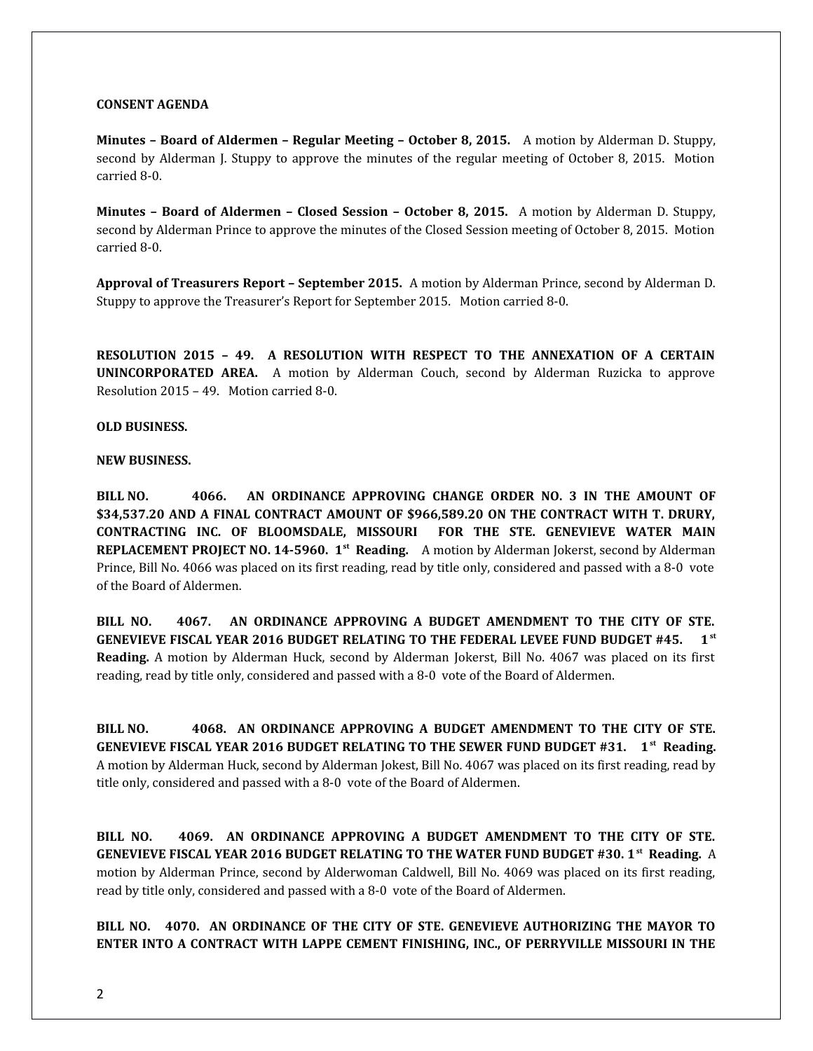**CONSENT AGENDA**

**Minutes – Board of Aldermen – Regular Meeting – October 8, 2015.** A motion by Alderman D. Stuppy, second by Alderman J. Stuppy to approve the minutes of the regular meeting of October 8, 2015. Motion carried 8-0.

**Minutes – Board of Aldermen – Closed Session – October 8, 2015.** A motion by Alderman D. Stuppy, second by Alderman Prince to approve the minutes of the Closed Session meeting of October 8, 2015. Motion carried 8-0.

**Approval of Treasurers Report – September 2015.** A motion by Alderman Prince, second by Alderman D. Stuppy to approve the Treasurer's Report for September 2015. Motion carried 8-0.

**RESOLUTION 2015 – 49. A RESOLUTION WITH RESPECT TO THE ANNEXATION OF A CERTAIN UNINCORPORATED AREA.** A motion by Alderman Couch, second by Alderman Ruzicka to approve Resolution 2015 – 49. Motion carried 8-0.

**OLD BUSINESS.**

**NEW BUSINESS.**

**BILL NO. 4066. AN ORDINANCE APPROVING CHANGE ORDER NO. 3 IN THE AMOUNT OF $34,537.20 AND A FINAL CONTRACT AMOUNT OF $966,589.20 ON THE CONTRACT WITH T. DRURY, CONTRACTING INC. OF BLOOMSDALE, MISSOURI FOR THE STE. GENEVIEVE WATER MAIN REPLACEMENT PROJECT NO. 14-5960. 1st Reading.** A motion by Alderman Jokerst, second by Alderman Prince, Bill No. 4066 was placed on its first reading, read by title only, considered and passed with a 8-0 vote of the Board of Aldermen.

**BILL NO. 4067. AN ORDINANCE APPROVING A BUDGET AMENDMENT TO THE CITY OF STE. GENEVIEVE FISCAL YEAR 2016 BUDGET RELATING TO THE FEDERAL LEVEE FUND BUDGET #45. 1st Reading.** A motion by Alderman Huck, second by Alderman Jokerst, Bill No. 4067 was placed on its first reading, read by title only, considered and passed with a 8-0 vote of the Board of Aldermen.

**BILL NO. 4068. AN ORDINANCE APPROVING A BUDGET AMENDMENT TO THE CITY OF STE. GENEVIEVE FISCAL YEAR 2016 BUDGET RELATING TO THE SEWER FUND BUDGET #31. 1st Reading.** A motion by Alderman Huck, second by Alderman Jokest, Bill No. 4067 was placed on its first reading, read by title only, considered and passed with a 8-0 vote of the Board of Aldermen.

**BILL NO. 4069. AN ORDINANCE APPROVING A BUDGET AMENDMENT TO THE CITY OF STE. GENEVIEVE FISCAL YEAR 2016 BUDGET RELATING TO THE WATER FUND BUDGET #30. 1st Reading.** A motion by Alderman Prince, second by Alderwoman Caldwell, Bill No. 4069 was placed on its first reading, read by title only, considered and passed with a 8-0 vote of the Board of Aldermen.

**BILL NO. 4070. AN ORDINANCE OF THE CITY OF STE. GENEVIEVE AUTHORIZING THE MAYOR TO ENTER INTO A CONTRACT WITH LAPPE CEMENT FINISHING, INC., OF PERRYVILLE MISSOURI IN THE**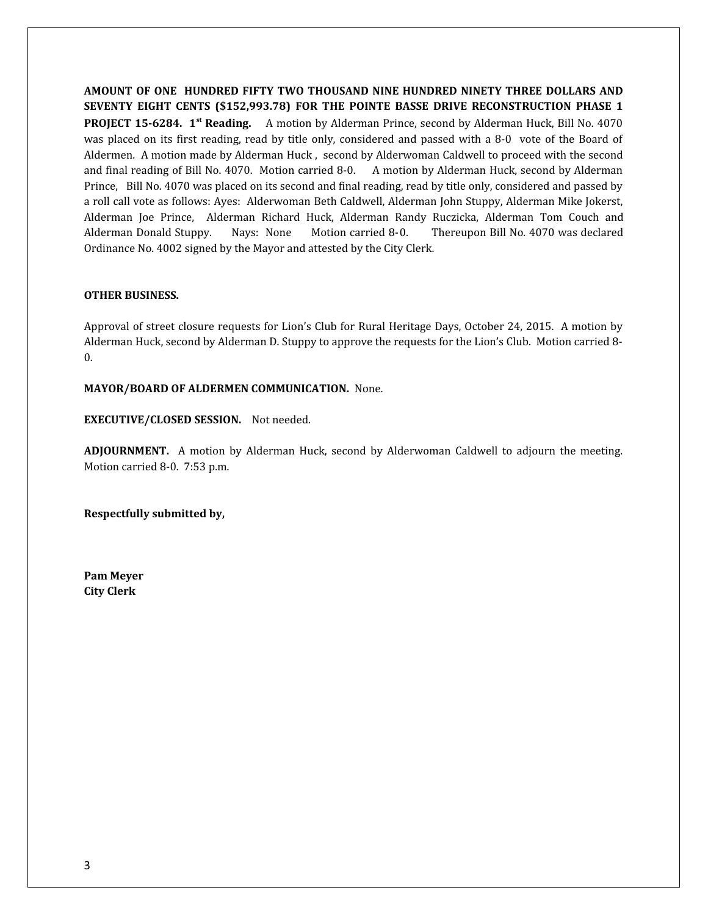**AMOUNT OF ONE HUNDRED FIFTY TWO THOUSAND NINE HUNDRED NINETY THREE DOLLARS AND SEVENTY EIGHT CENTS ($152,993.78) FOR THE POINTE BASSE DRIVE RECONSTRUCTION PHASE 1 PROJECT 15-6284. 1st Reading.** A motion by Alderman Prince, second by Alderman Huck, Bill No. 4070 was placed on its first reading, read by title only, considered and passed with a 8-0 vote of the Board of Aldermen. A motion made by Alderman Huck , second by Alderwoman Caldwell to proceed with the second and final reading of Bill No. 4070. Motion carried 8-0. A motion by Alderman Huck, second by Alderman Prince, Bill No. 4070 was placed on its second and final reading, read by title only, considered and passed by a roll call vote as follows: Ayes: Alderwoman Beth Caldwell, Alderman John Stuppy, Alderman Mike Jokerst, Alderman Joe Prince, Alderman Richard Huck, Alderman Randy Ruczicka, Alderman Tom Couch and Alderman Donald Stuppy. Nays: None Motion carried 8-0. Thereupon Bill No. 4070 was declared Ordinance No. 4002 signed by the Mayor and attested by the City Clerk.

**OTHER BUSINESS.**

Approval of street closure requests for Lion's Club for Rural Heritage Days, October 24, 2015. A motion by Alderman Huck, second by Alderman D. Stuppy to approve the requests for the Lion's Club. Motion carried 8-0.

**MAYOR/BOARD OF ALDERMEN COMMUNICATION.** None.

**EXECUTIVE/CLOSED SESSION.** Not needed.

**ADJOURNMENT.** A motion by Alderman Huck, second by Alderwoman Caldwell to adjourn the meeting. Motion carried 8-0. 7:53 p.m.

**Respectfully submitted by,**

**Pam Meyer**
**City Clerk**